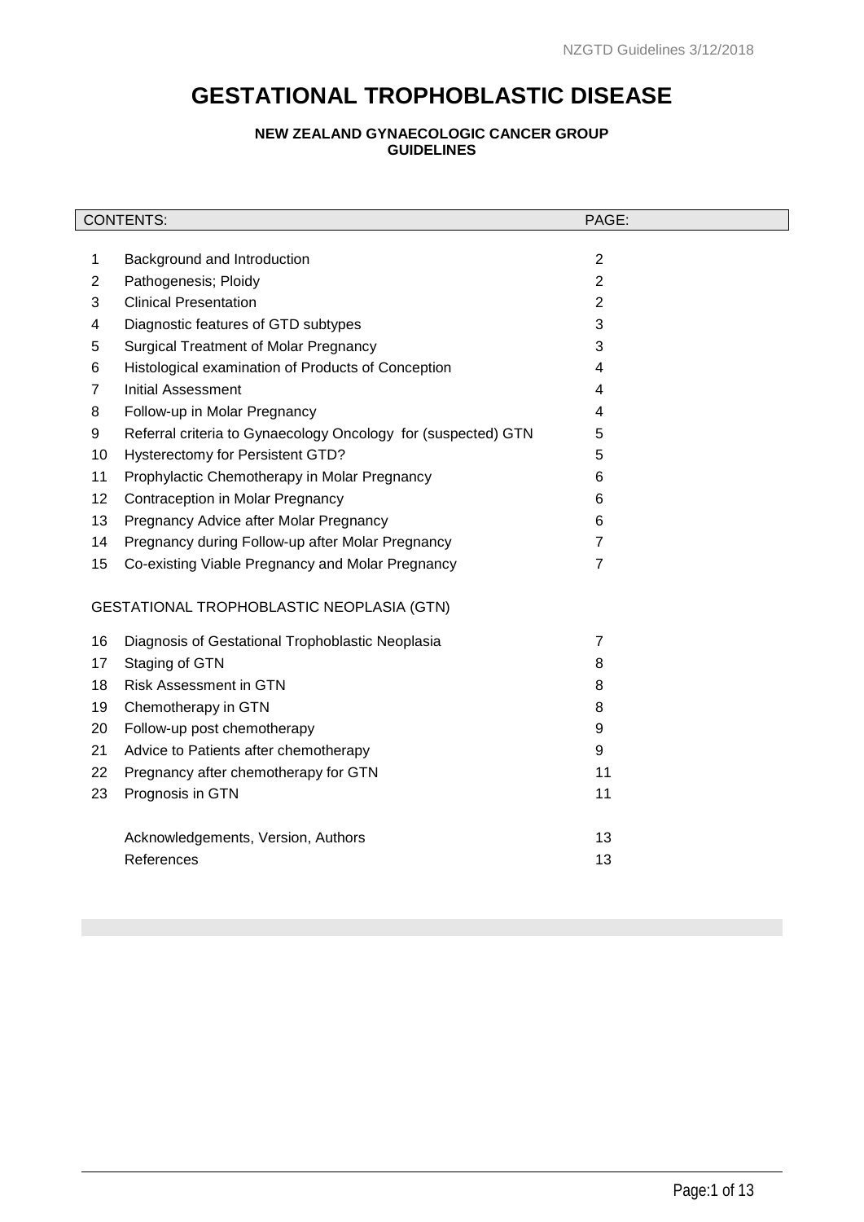# GESTATIONAL TROPHOBLASTIC DISEASE

**NEW ZEALAND GYNAECOLOGIC CANCER GROUP GUIDELINES**

| | CONTENTS: | PAGE: |
|---|---|---|
| 1 | Background and Introduction | 2 |
| 2 | Pathogenesis; Ploidy | 2 |
| 3 | Clinical Presentation | 2 |
| 4 | Diagnostic features of GTD subtypes | 3 |
| 5 | Surgical Treatment of Molar Pregnancy | 3 |
| 6 | Histological examination of Products of Conception | 4 |
| 7 | Initial Assessment | 4 |
| 8 | Follow-up in Molar Pregnancy | 4 |
| 9 | Referral criteria to Gynaecology Oncology for (suspected) GTN | 5 |
| 10 | Hysterectomy for Persistent GTD? | 5 |
| 11 | Prophylactic Chemotherapy in Molar Pregnancy | 6 |
| 12 | Contraception in Molar Pregnancy | 6 |
| 13 | Pregnancy Advice after Molar Pregnancy | 6 |
| 14 | Pregnancy during Follow-up after Molar Pregnancy | 7 |
| 15 | Co-existing Viable Pregnancy and Molar Pregnancy | 7 |
| | GESTATIONAL TROPHOBLASTIC NEOPLASIA (GTN) | |
| 16 | Diagnosis of Gestational Trophoblastic Neoplasia | 7 |
| 17 | Staging of GTN | 8 |
| 18 | Risk Assessment in GTN | 8 |
| 19 | Chemotherapy in GTN | 8 |
| 20 | Follow-up post chemotherapy | 9 |
| 21 | Advice to Patients after chemotherapy | 9 |
| 22 | Pregnancy after chemotherapy for GTN | 11 |
| 23 | Prognosis in GTN | 11 |
| | Acknowledgements, Version, Authors | 13 |
| | References | 13 |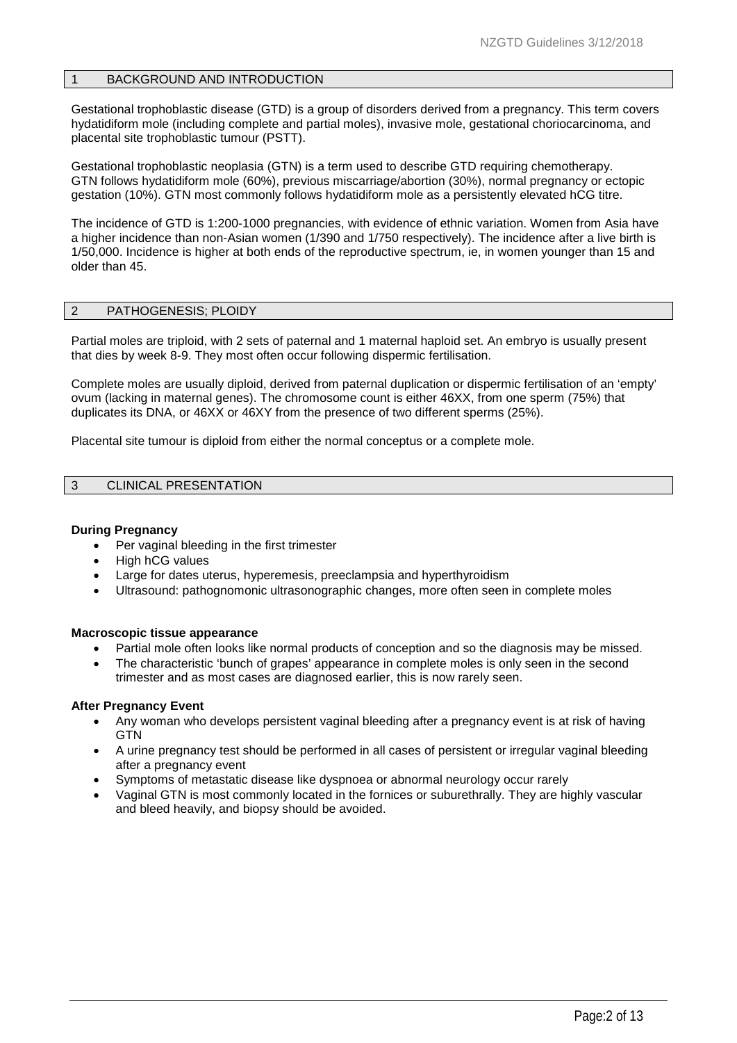## 1 BACKGROUND AND INTRODUCTION

Gestational trophoblastic disease (GTD) is a group of disorders derived from a pregnancy. This term covers hydatidiform mole (including complete and partial moles), invasive mole, gestational choriocarcinoma, and placental site trophoblastic tumour (PSTT).

Gestational trophoblastic neoplasia (GTN) is a term used to describe GTD requiring chemotherapy. GTN follows hydatidiform mole (60%), previous miscarriage/abortion (30%), normal pregnancy or ectopic gestation (10%). GTN most commonly follows hydatidiform mole as a persistently elevated hCG titre.

The incidence of GTD is 1:200-1000 pregnancies, with evidence of ethnic variation. Women from Asia have a higher incidence than non-Asian women (1/390 and 1/750 respectively). The incidence after a live birth is 1/50,000. Incidence is higher at both ends of the reproductive spectrum, ie, in women younger than 15 and older than 45.

## 2 PATHOGENESIS; PLOIDY

Partial moles are triploid, with 2 sets of paternal and 1 maternal haploid set. An embryo is usually present that dies by week 8-9. They most often occur following dispermic fertilisation.

Complete moles are usually diploid, derived from paternal duplication or dispermic fertilisation of an 'empty' ovum (lacking in maternal genes). The chromosome count is either 46XX, from one sperm (75%) that duplicates its DNA, or 46XX or 46XY from the presence of two different sperms (25%).

Placental site tumour is diploid from either the normal conceptus or a complete mole.

## 3 CLINICAL PRESENTATION

**During Pregnancy**

- Per vaginal bleeding in the first trimester
- High hCG values
- Large for dates uterus, hyperemesis, preeclampsia and hyperthyroidism
- Ultrasound: pathognomonic ultrasonographic changes, more often seen in complete moles

**Macroscopic tissue appearance**

- Partial mole often looks like normal products of conception and so the diagnosis may be missed.
- The characteristic 'bunch of grapes' appearance in complete moles is only seen in the second trimester and as most cases are diagnosed earlier, this is now rarely seen.

**After Pregnancy Event**

- Any woman who develops persistent vaginal bleeding after a pregnancy event is at risk of having GTN
- A urine pregnancy test should be performed in all cases of persistent or irregular vaginal bleeding after a pregnancy event
- Symptoms of metastatic disease like dyspnoea or abnormal neurology occur rarely
- Vaginal GTN is most commonly located in the fornices or suburethrally. They are highly vascular and bleed heavily, and biopsy should be avoided.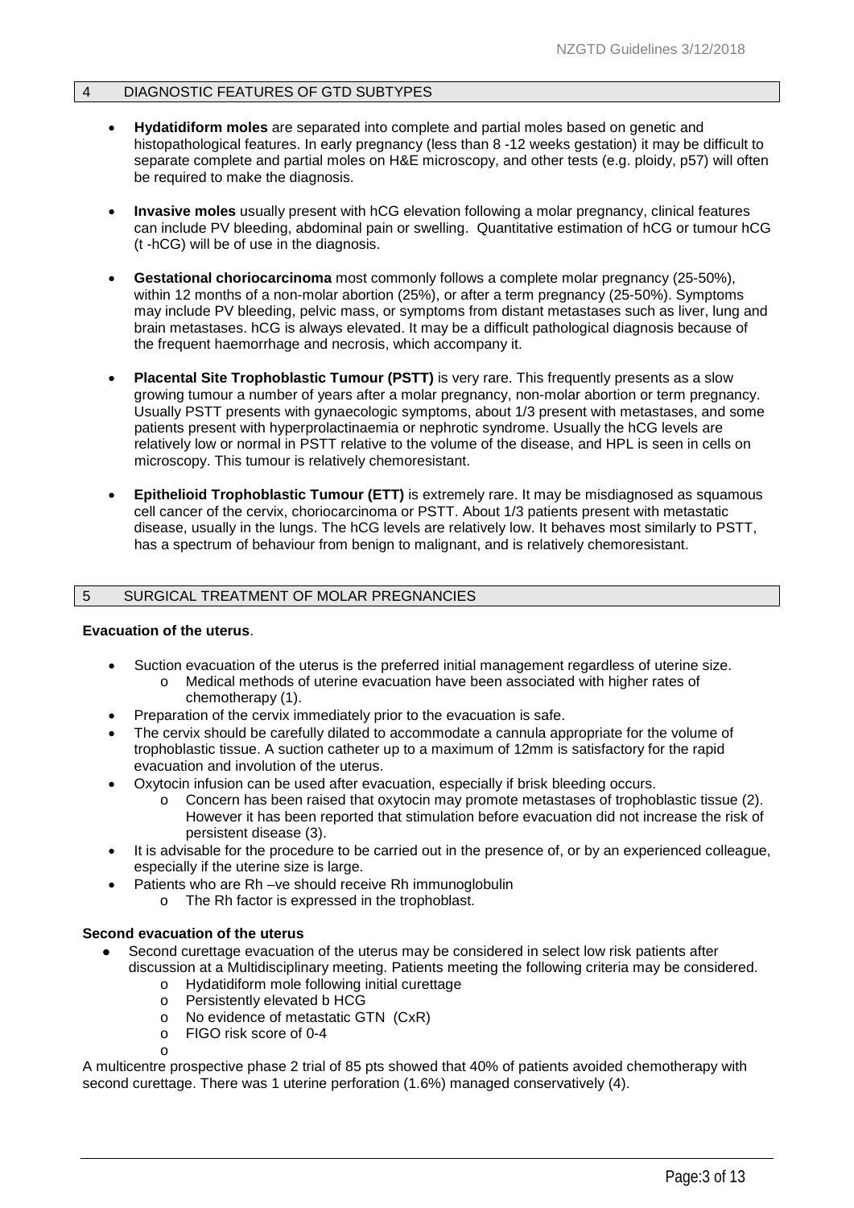## 4 DIAGNOSTIC FEATURES OF GTD SUBTYPES

- **Hydatidiform moles** are separated into complete and partial moles based on genetic and histopathological features. In early pregnancy (less than 8 -12 weeks gestation) it may be difficult to separate complete and partial moles on H&E microscopy, and other tests (e.g. ploidy, p57) will often be required to make the diagnosis.
- **Invasive moles** usually present with hCG elevation following a molar pregnancy, clinical features can include PV bleeding, abdominal pain or swelling. Quantitative estimation of hCG or tumour hCG (t -hCG) will be of use in the diagnosis.
- **Gestational choriocarcinoma** most commonly follows a complete molar pregnancy (25-50%), within 12 months of a non-molar abortion (25%), or after a term pregnancy (25-50%). Symptoms may include PV bleeding, pelvic mass, or symptoms from distant metastases such as liver, lung and brain metastases. hCG is always elevated. It may be a difficult pathological diagnosis because of the frequent haemorrhage and necrosis, which accompany it.
- **Placental Site Trophoblastic Tumour (PSTT)** is very rare. This frequently presents as a slow growing tumour a number of years after a molar pregnancy, non-molar abortion or term pregnancy. Usually PSTT presents with gynaecologic symptoms, about 1/3 present with metastases, and some patients present with hyperprolactinaemia or nephrotic syndrome. Usually the hCG levels are relatively low or normal in PSTT relative to the volume of the disease, and HPL is seen in cells on microscopy. This tumour is relatively chemoresistant.
- **Epithelioid Trophoblastic Tumour (ETT)** is extremely rare. It may be misdiagnosed as squamous cell cancer of the cervix, choriocarcinoma or PSTT. About 1/3 patients present with metastatic disease, usually in the lungs. The hCG levels are relatively low. It behaves most similarly to PSTT, has a spectrum of behaviour from benign to malignant, and is relatively chemoresistant.

## 5 SURGICAL TREATMENT OF MOLAR PREGNANCIES

**Evacuation of the uterus**.

- Suction evacuation of the uterus is the preferred initial management regardless of uterine size.
  - Medical methods of uterine evacuation have been associated with higher rates of chemotherapy (1).
- Preparation of the cervix immediately prior to the evacuation is safe.
- The cervix should be carefully dilated to accommodate a cannula appropriate for the volume of trophoblastic tissue. A suction catheter up to a maximum of 12mm is satisfactory for the rapid evacuation and involution of the uterus.
- Oxytocin infusion can be used after evacuation, especially if brisk bleeding occurs.
  - Concern has been raised that oxytocin may promote metastases of trophoblastic tissue (2). However it has been reported that stimulation before evacuation did not increase the risk of persistent disease (3).
- It is advisable for the procedure to be carried out in the presence of, or by an experienced colleague, especially if the uterine size is large.
- Patients who are Rh –ve should receive Rh immunoglobulin
  - The Rh factor is expressed in the trophoblast.

**Second evacuation of the uterus**

- Second curettage evacuation of the uterus may be considered in select low risk patients after discussion at a Multidisciplinary meeting. Patients meeting the following criteria may be considered.
  - Hydatidiform mole following initial curettage
  - Persistently elevated b HCG
  - No evidence of metastatic GTN (CxR)
  - FIGO risk score of 0-4

A multicentre prospective phase 2 trial of 85 pts showed that 40% of patients avoided chemotherapy with second curettage. There was 1 uterine perforation (1.6%) managed conservatively (4).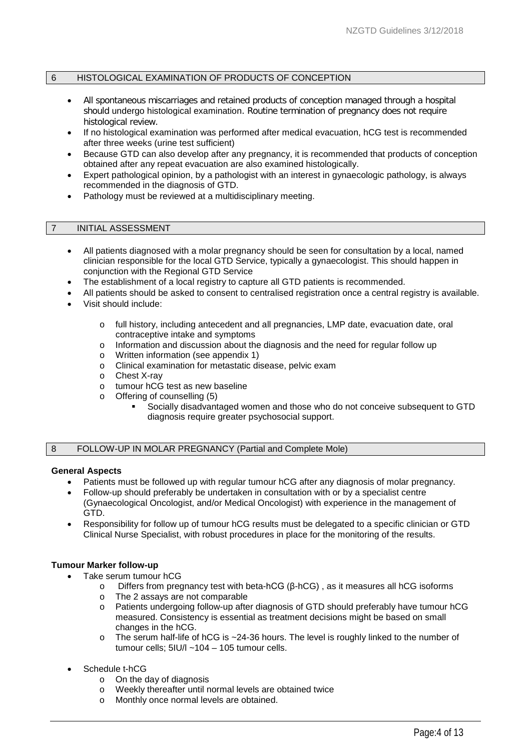## 6 HISTOLOGICAL EXAMINATION OF PRODUCTS OF CONCEPTION

- All spontaneous miscarriages and retained products of conception managed through a hospital should undergo histological examination. Routine termination of pregnancy does not require histological review.
- If no histological examination was performed after medical evacuation, hCG test is recommended after three weeks (urine test sufficient)
- Because GTD can also develop after any pregnancy, it is recommended that products of conception obtained after any repeat evacuation are also examined histologically.
- Expert pathological opinion, by a pathologist with an interest in gynaecologic pathology, is always recommended in the diagnosis of GTD.
- Pathology must be reviewed at a multidisciplinary meeting.

## 7 INITIAL ASSESSMENT

- All patients diagnosed with a molar pregnancy should be seen for consultation by a local, named clinician responsible for the local GTD Service, typically a gynaecologist. This should happen in conjunction with the Regional GTD Service
- The establishment of a local registry to capture all GTD patients is recommended.
- All patients should be asked to consent to centralised registration once a central registry is available.
- Visit should include:
  - full history, including antecedent and all pregnancies, LMP date, evacuation date, oral contraceptive intake and symptoms
  - Information and discussion about the diagnosis and the need for regular follow up
  - Written information (see appendix 1)
  - Clinical examination for metastatic disease, pelvic exam
  - Chest X-ray
  - tumour hCG test as new baseline
  - Offering of counselling (5)
    - Socially disadvantaged women and those who do not conceive subsequent to GTD diagnosis require greater psychosocial support.

## 8 FOLLOW-UP IN MOLAR PREGNANCY (Partial and Complete Mole)

**General Aspects**

- Patients must be followed up with regular tumour hCG after any diagnosis of molar pregnancy.
- Follow-up should preferably be undertaken in consultation with or by a specialist centre (Gynaecological Oncologist, and/or Medical Oncologist) with experience in the management of GTD.
- Responsibility for follow up of tumour hCG results must be delegated to a specific clinician or GTD Clinical Nurse Specialist, with robust procedures in place for the monitoring of the results.

**Tumour Marker follow-up**

- Take serum tumour hCG
  - Differs from pregnancy test with beta-hCG (β-hCG) , as it measures all hCG isoforms
  - The 2 assays are not comparable
  - Patients undergoing follow-up after diagnosis of GTD should preferably have tumour hCG measured. Consistency is essential as treatment decisions might be based on small changes in the hCG.
  - The serum half-life of hCG is ~24-36 hours. The level is roughly linked to the number of tumour cells; 5IU/l ~$10^4$ – $10^5$ tumour cells.
- Schedule t-hCG
  - On the day of diagnosis
  - Weekly thereafter until normal levels are obtained twice
  - Monthly once normal levels are obtained.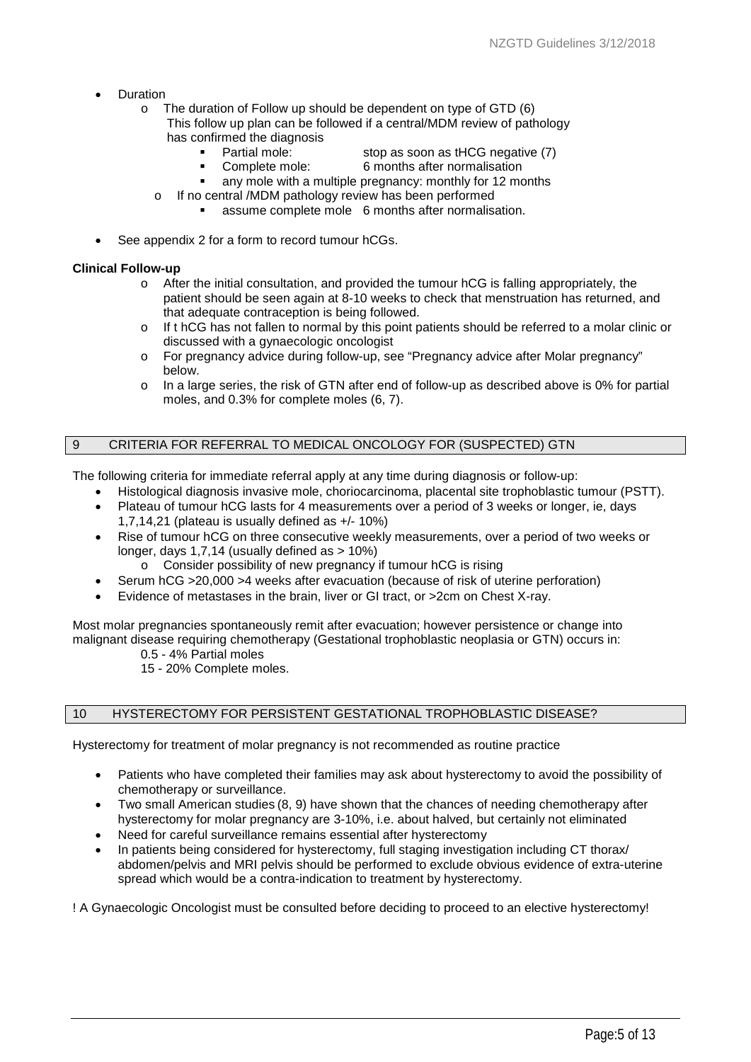- Duration
  - The duration of Follow up should be dependent on type of GTD (6)
    This follow up plan can be followed if a central/MDM review of pathology has confirmed the diagnosis
      - Partial mole: stop as soon as tHCG negative (7)
      - Complete mole: 6 months after normalisation
      - any mole with a multiple pregnancy: monthly for 12 months
  - If no central /MDM pathology review has been performed
      - assume complete mole 6 months after normalisation.
- See appendix 2 for a form to record tumour hCGs.

**Clinical Follow-up**

- After the initial consultation, and provided the tumour hCG is falling appropriately, the patient should be seen again at 8-10 weeks to check that menstruation has returned, and that adequate contraception is being followed.
- If t hCG has not fallen to normal by this point patients should be referred to a molar clinic or discussed with a gynaecologic oncologist
- For pregnancy advice during follow-up, see "Pregnancy advice after Molar pregnancy" below.
- In a large series, the risk of GTN after end of follow-up as described above is 0% for partial moles, and 0.3% for complete moles (6, 7).

## 9 CRITERIA FOR REFERRAL TO MEDICAL ONCOLOGY FOR (SUSPECTED) GTN

The following criteria for immediate referral apply at any time during diagnosis or follow-up:

- Histological diagnosis invasive mole, choriocarcinoma, placental site trophoblastic tumour (PSTT).
- Plateau of tumour hCG lasts for 4 measurements over a period of 3 weeks or longer, ie, days 1,7,14,21 (plateau is usually defined as +/- 10%)
- Rise of tumour hCG on three consecutive weekly measurements, over a period of two weeks or longer, days 1,7,14 (usually defined as > 10%)
  - Consider possibility of new pregnancy if tumour hCG is rising
- Serum hCG >20,000 >4 weeks after evacuation (because of risk of uterine perforation)
- Evidence of metastases in the brain, liver or GI tract, or >2cm on Chest X-ray.

Most molar pregnancies spontaneously remit after evacuation; however persistence or change into malignant disease requiring chemotherapy (Gestational trophoblastic neoplasia or GTN) occurs in:

0.5 - 4% Partial moles
15 - 20% Complete moles.

## 10 HYSTERECTOMY FOR PERSISTENT GESTATIONAL TROPHOBLASTIC DISEASE?

Hysterectomy for treatment of molar pregnancy is not recommended as routine practice

- Patients who have completed their families may ask about hysterectomy to avoid the possibility of chemotherapy or surveillance.
- Two small American studies (8, 9) have shown that the chances of needing chemotherapy after hysterectomy for molar pregnancy are 3-10%, i.e. about halved, but certainly not eliminated
- Need for careful surveillance remains essential after hysterectomy
- In patients being considered for hysterectomy, full staging investigation including CT thorax/ abdomen/pelvis and MRI pelvis should be performed to exclude obvious evidence of extra-uterine spread which would be a contra-indication to treatment by hysterectomy.

! A Gynaecologic Oncologist must be consulted before deciding to proceed to an elective hysterectomy!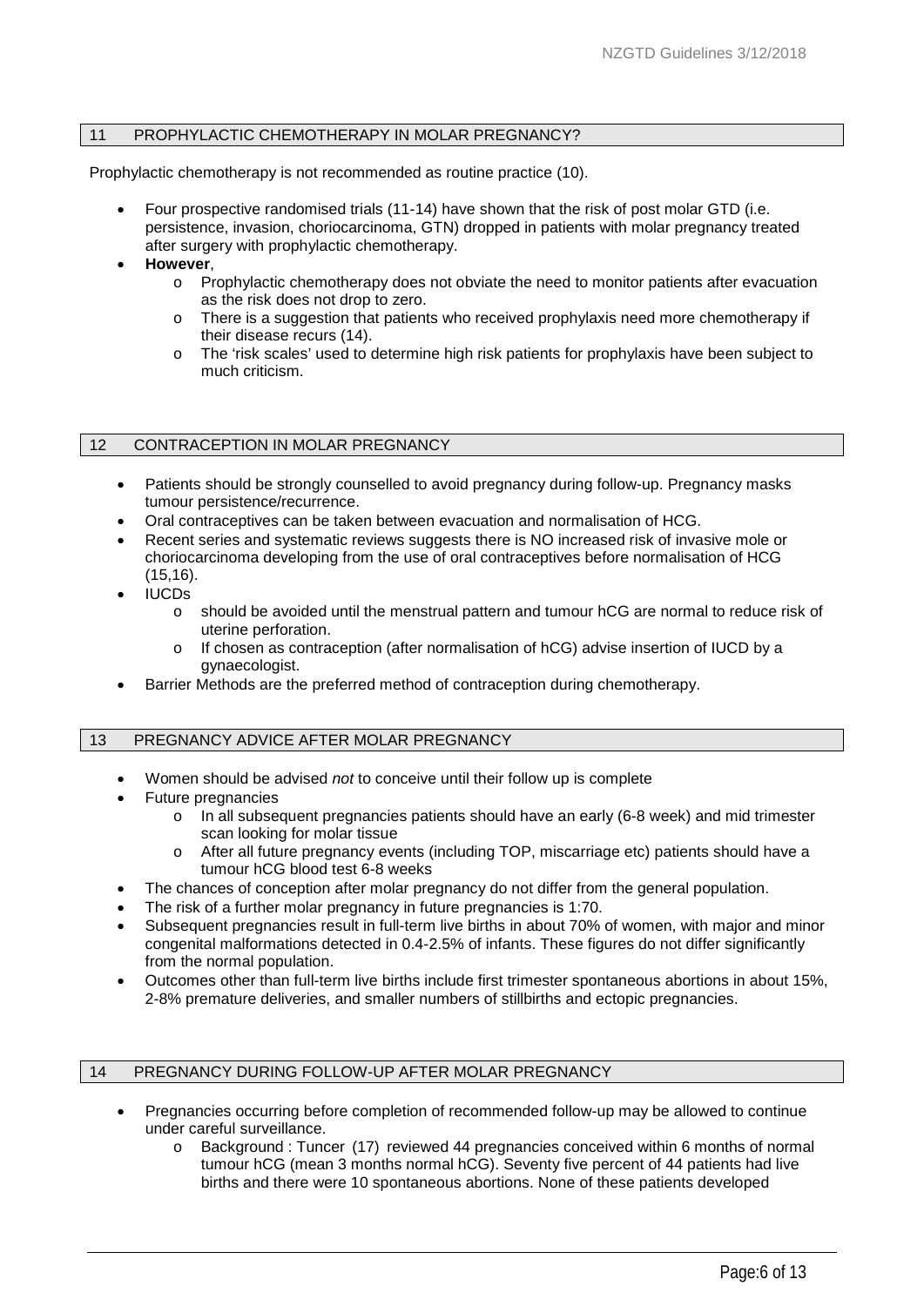## 11 PROPHYLACTIC CHEMOTHERAPY IN MOLAR PREGNANCY?

Prophylactic chemotherapy is not recommended as routine practice (10).

- Four prospective randomised trials (11-14) have shown that the risk of post molar GTD (i.e. persistence, invasion, choriocarcinoma, GTN) dropped in patients with molar pregnancy treated after surgery with prophylactic chemotherapy.
- **However**,
    - Prophylactic chemotherapy does not obviate the need to monitor patients after evacuation as the risk does not drop to zero.
    - There is a suggestion that patients who received prophylaxis need more chemotherapy if their disease recurs (14).
    - The 'risk scales' used to determine high risk patients for prophylaxis have been subject to much criticism.

## 12 CONTRACEPTION IN MOLAR PREGNANCY

- Patients should be strongly counselled to avoid pregnancy during follow-up. Pregnancy masks tumour persistence/recurrence.
- Oral contraceptives can be taken between evacuation and normalisation of HCG.
- Recent series and systematic reviews suggests there is NO increased risk of invasive mole or choriocarcinoma developing from the use of oral contraceptives before normalisation of HCG (15,16).
- IUCDs
    - should be avoided until the menstrual pattern and tumour hCG are normal to reduce risk of uterine perforation.
    - If chosen as contraception (after normalisation of hCG) advise insertion of IUCD by a gynaecologist.
- Barrier Methods are the preferred method of contraception during chemotherapy.

## 13 PREGNANCY ADVICE AFTER MOLAR PREGNANCY

- Women should be advised *not* to conceive until their follow up is complete
- Future pregnancies
    - In all subsequent pregnancies patients should have an early (6-8 week) and mid trimester scan looking for molar tissue
    - After all future pregnancy events (including TOP, miscarriage etc) patients should have a tumour hCG blood test 6-8 weeks
- The chances of conception after molar pregnancy do not differ from the general population.
- The risk of a further molar pregnancy in future pregnancies is 1:70.
- Subsequent pregnancies result in full-term live births in about 70% of women, with major and minor congenital malformations detected in 0.4-2.5% of infants. These figures do not differ significantly from the normal population.
- Outcomes other than full-term live births include first trimester spontaneous abortions in about 15%, 2-8% premature deliveries, and smaller numbers of stillbirths and ectopic pregnancies.

## 14 PREGNANCY DURING FOLLOW-UP AFTER MOLAR PREGNANCY

- Pregnancies occurring before completion of recommended follow-up may be allowed to continue under careful surveillance.
    - Background : Tuncer (17) reviewed 44 pregnancies conceived within 6 months of normal tumour hCG (mean 3 months normal hCG). Seventy five percent of 44 patients had live births and there were 10 spontaneous abortions. None of these patients developed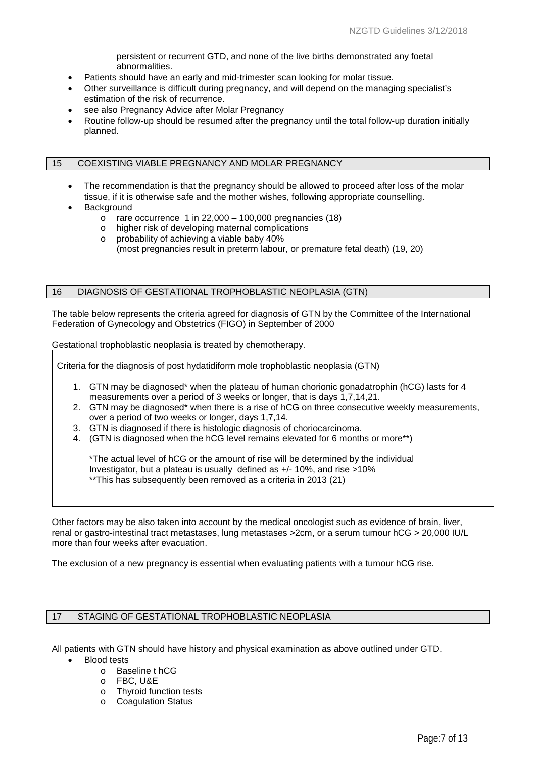persistent or recurrent GTD, and none of the live births demonstrated any foetal abnormalities.

- Patients should have an early and mid-trimester scan looking for molar tissue.
- Other surveillance is difficult during pregnancy, and will depend on the managing specialist's estimation of the risk of recurrence.
- see also Pregnancy Advice after Molar Pregnancy
- Routine follow-up should be resumed after the pregnancy until the total follow-up duration initially planned.

## 15 COEXISTING VIABLE PREGNANCY AND MOLAR PREGNANCY

- The recommendation is that the pregnancy should be allowed to proceed after loss of the molar tissue, if it is otherwise safe and the mother wishes, following appropriate counselling.
- Background
  - rare occurrence 1 in 22,000 – 100,000 pregnancies (18)
  - higher risk of developing maternal complications
  - probability of achieving a viable baby 40% (most pregnancies result in preterm labour, or premature fetal death) (19, 20)

## 16 DIAGNOSIS OF GESTATIONAL TROPHOBLASTIC NEOPLASIA (GTN)

The table below represents the criteria agreed for diagnosis of GTN by the Committee of the International Federation of Gynecology and Obstetrics (FIGO) in September of 2000

Gestational trophoblastic neoplasia is treated by chemotherapy.

Criteria for the diagnosis of post hydatidiform mole trophoblastic neoplasia (GTN)

1. GTN may be diagnosed* when the plateau of human chorionic gonadatrophin (hCG) lasts for 4 measurements over a period of 3 weeks or longer, that is days 1,7,14,21.
2. GTN may be diagnosed* when there is a rise of hCG on three consecutive weekly measurements, over a period of two weeks or longer, days 1,7,14.
3. GTN is diagnosed if there is histologic diagnosis of choriocarcinoma.
4. (GTN is diagnosed when the hCG level remains elevated for 6 months or more**)

*The actual level of hCG or the amount of rise will be determined by the individual Investigator, but a plateau is usually defined as +/- 10%, and rise >10%
**This has subsequently been removed as a criteria in 2013 (21)

Other factors may be also taken into account by the medical oncologist such as evidence of brain, liver, renal or gastro-intestinal tract metastases, lung metastases >2cm, or a serum tumour hCG > 20,000 IU/L more than four weeks after evacuation.

The exclusion of a new pregnancy is essential when evaluating patients with a tumour hCG rise.

## 17 STAGING OF GESTATIONAL TROPHOBLASTIC NEOPLASIA

All patients with GTN should have history and physical examination as above outlined under GTD.

- Blood tests
  - Baseline t hCG
  - FBC, U&E
  - Thyroid function tests
  - Coagulation Status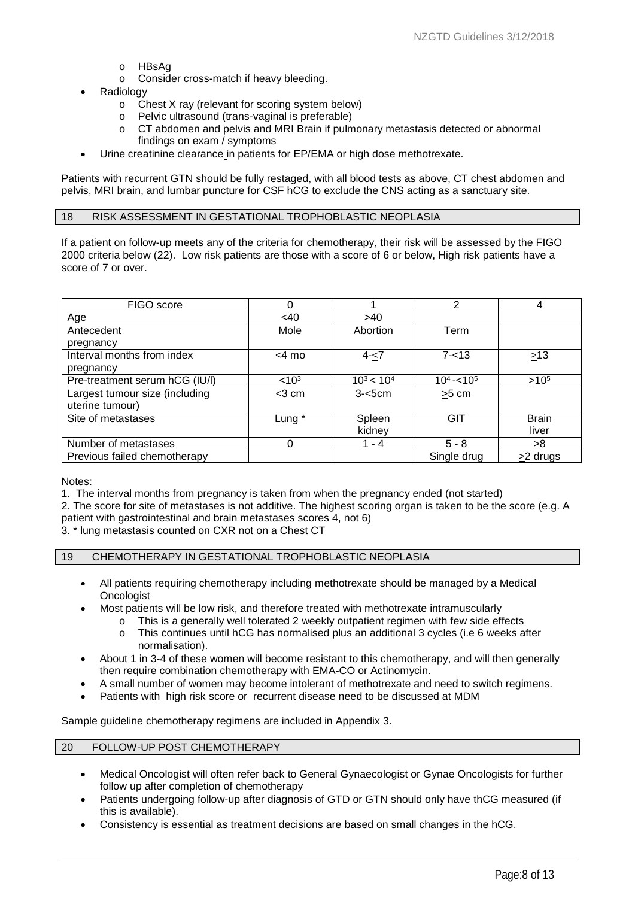- HBsAg
- Consider cross-match if heavy bleeding.

- Radiology
  - Chest X ray (relevant for scoring system below)
  - Pelvic ultrasound (trans-vaginal is preferable)
  - CT abdomen and pelvis and MRI Brain if pulmonary metastasis detected or abnormal findings on exam / symptoms
- Urine creatinine clearance in patients for EP/EMA or high dose methotrexate.

Patients with recurrent GTN should be fully restaged, with all blood tests as above, CT chest abdomen and pelvis, MRI brain, and lumbar puncture for CSF hCG to exclude the CNS acting as a sanctuary site.

## 18 RISK ASSESSMENT IN GESTATIONAL TROPHOBLASTIC NEOPLASIA

If a patient on follow-up meets any of the criteria for chemotherapy, their risk will be assessed by the FIGO 2000 criteria below (22). Low risk patients are those with a score of 6 or below, High risk patients have a score of 7 or over.

| FIGO score | 0 | 1 | 2 | 4 |
|---|---|---|---|---|
| Age | <40 | ≥40 | | |
| Antecedent pregnancy | Mole | Abortion | Term | |
| Interval months from index pregnancy | <4 mo | 4-≤7 | 7-<13 | ≥13 |
| Pre-treatment serum hCG (IU/l) | $<10^3$ | $10^3 < 10^4$ | $10^4 - <10^5$ | $\geq 10^5$ |
| Largest tumour size (including uterine tumour) | <3 cm | 3-<5cm | ≥5 cm | |
| Site of metastases | Lung * | Spleen kidney | GIT | Brain liver |
| Number of metastases | 0 | 1 - 4 | 5 - 8 | >8 |
| Previous failed chemotherapy | | | Single drug | ≥2 drugs |

Notes:

1. The interval months from pregnancy is taken from when the pregnancy ended (not started)
2. The score for site of metastases is not additive. The highest scoring organ is taken to be the score (e.g. A patient with gastrointestinal and brain metastases scores 4, not 6)
3. * lung metastasis counted on CXR not on a Chest CT

## 19 CHEMOTHERAPY IN GESTATIONAL TROPHOBLASTIC NEOPLASIA

- All patients requiring chemotherapy including methotrexate should be managed by a Medical Oncologist
- Most patients will be low risk, and therefore treated with methotrexate intramuscularly
  - This is a generally well tolerated 2 weekly outpatient regimen with few side effects
  - This continues until hCG has normalised plus an additional 3 cycles (i.e 6 weeks after normalisation).
- About 1 in 3-4 of these women will become resistant to this chemotherapy, and will then generally then require combination chemotherapy with EMA-CO or Actinomycin.
- A small number of women may become intolerant of methotrexate and need to switch regimens.
- Patients with high risk score or recurrent disease need to be discussed at MDM

Sample guideline chemotherapy regimens are included in Appendix 3.

## 20 FOLLOW-UP POST CHEMOTHERAPY

- Medical Oncologist will often refer back to General Gynaecologist or Gynae Oncologists for further follow up after completion of chemotherapy
- Patients undergoing follow-up after diagnosis of GTD or GTN should only have thCG measured (if this is available).
- Consistency is essential as treatment decisions are based on small changes in the hCG.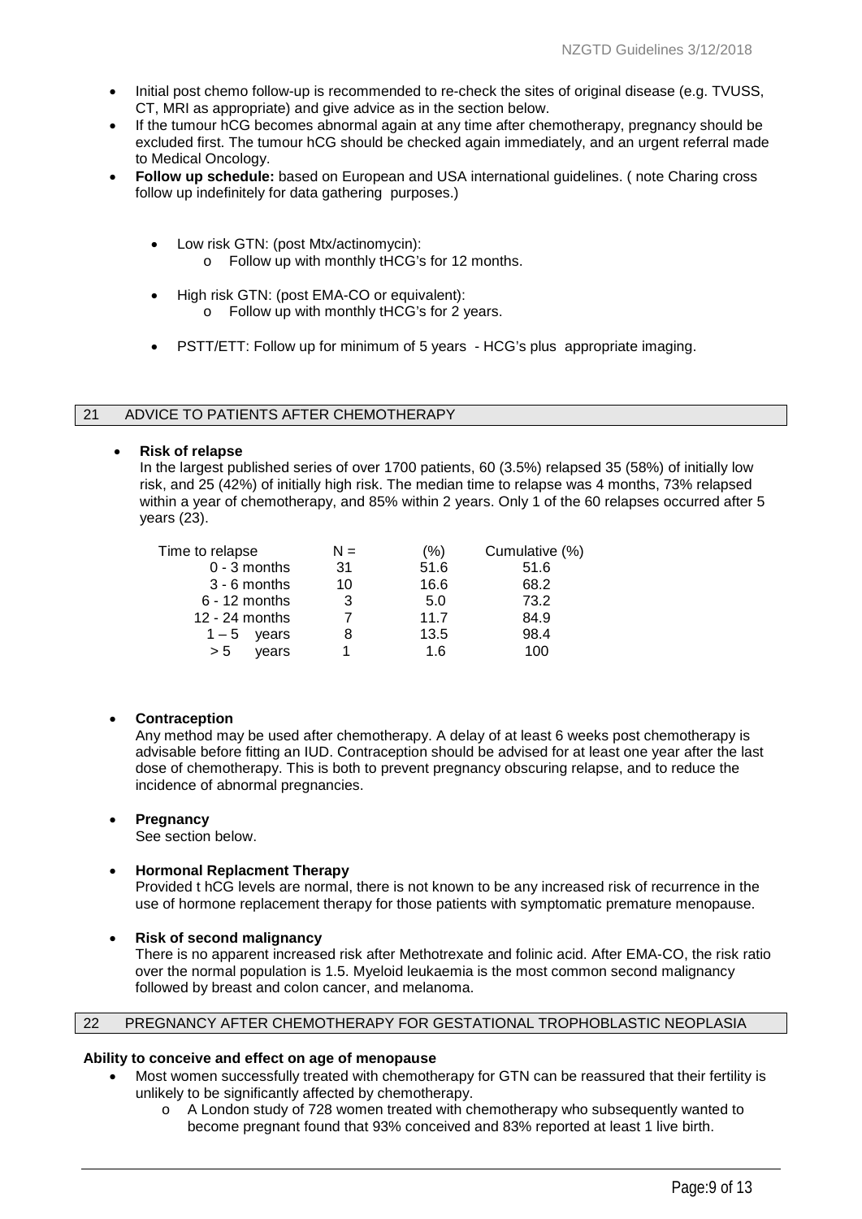- Initial post chemo follow-up is recommended to re-check the sites of original disease (e.g. TVUSS, CT, MRI as appropriate) and give advice as in the section below.
- If the tumour hCG becomes abnormal again at any time after chemotherapy, pregnancy should be excluded first. The tumour hCG should be checked again immediately, and an urgent referral made to Medical Oncology.
- **Follow up schedule:** based on European and USA international guidelines. ( note Charing cross follow up indefinitely for data gathering purposes.)

  - Low risk GTN: (post Mtx/actinomycin):
    - Follow up with monthly tHCG's for 12 months.

  - High risk GTN: (post EMA-CO or equivalent):
    - Follow up with monthly tHCG's for 2 years.

  - PSTT/ETT: Follow up for minimum of 5 years - HCG's plus appropriate imaging.

## 21 ADVICE TO PATIENTS AFTER CHEMOTHERAPY

- **Risk of relapse**
  In the largest published series of over 1700 patients, 60 (3.5%) relapsed 35 (58%) of initially low risk, and 25 (42%) of initially high risk. The median time to relapse was 4 months, 73% relapsed within a year of chemotherapy, and 85% within 2 years. Only 1 of the 60 relapses occurred after 5 years (23).

| Time to relapse | N = | (%) | Cumulative (%) |
|---|---|---|---|
| 0 - 3 months | 31 | 51.6 | 51.6 |
| 3 - 6 months | 10 | 16.6 | 68.2 |
| 6 - 12 months | 3 | 5.0 | 73.2 |
| 12 - 24 months | 7 | 11.7 | 84.9 |
| 1 – 5 years | 8 | 13.5 | 98.4 |
| > 5 years | 1 | 1.6 | 100 |

- **Contraception**
  Any method may be used after chemotherapy. A delay of at least 6 weeks post chemotherapy is advisable before fitting an IUD. Contraception should be advised for at least one year after the last dose of chemotherapy. This is both to prevent pregnancy obscuring relapse, and to reduce the incidence of abnormal pregnancies.

- **Pregnancy**
  See section below.

- **Hormonal Replacment Therapy**
  Provided t hCG levels are normal, there is not known to be any increased risk of recurrence in the use of hormone replacement therapy for those patients with symptomatic premature menopause.

- **Risk of second malignancy**
  There is no apparent increased risk after Methotrexate and folinic acid. After EMA-CO, the risk ratio over the normal population is 1.5. Myeloid leukaemia is the most common second malignancy followed by breast and colon cancer, and melanoma.

## 22 PREGNANCY AFTER CHEMOTHERAPY FOR GESTATIONAL TROPHOBLASTIC NEOPLASIA

**Ability to conceive and effect on age of menopause**

- Most women successfully treated with chemotherapy for GTN can be reassured that their fertility is unlikely to be significantly affected by chemotherapy.
  - A London study of 728 women treated with chemotherapy who subsequently wanted to become pregnant found that 93% conceived and 83% reported at least 1 live birth.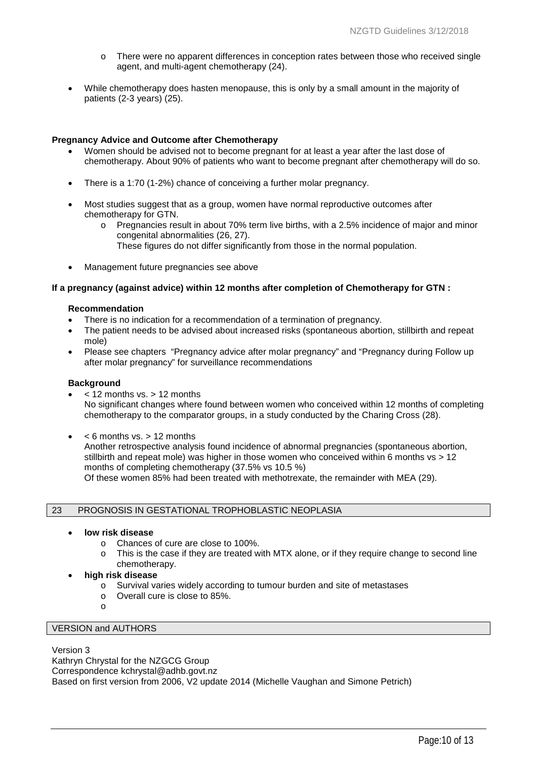- There were no apparent differences in conception rates between those who received single agent, and multi-agent chemotherapy (24).

- While chemotherapy does hasten menopause, this is only by a small amount in the majority of patients (2-3 years) (25).

**Pregnancy Advice and Outcome after Chemotherapy**

- Women should be advised not to become pregnant for at least a year after the last dose of chemotherapy. About 90% of patients who want to become pregnant after chemotherapy will do so.

- There is a 1:70 (1-2%) chance of conceiving a further molar pregnancy.

- Most studies suggest that as a group, women have normal reproductive outcomes after chemotherapy for GTN.
  - Pregnancies result in about 70% term live births, with a 2.5% incidence of major and minor congenital abnormalities (26, 27).
    These figures do not differ significantly from those in the normal population.

- Management future pregnancies see above

**If a pregnancy (against advice) within 12 months after completion of Chemotherapy for GTN :**

**Recommendation**

- There is no indication for a recommendation of a termination of pregnancy.
- The patient needs to be advised about increased risks (spontaneous abortion, stillbirth and repeat mole)
- Please see chapters "Pregnancy advice after molar pregnancy" and "Pregnancy during Follow up after molar pregnancy" for surveillance recommendations

**Background**

- < 12 months vs. > 12 months
  No significant changes where found between women who conceived within 12 months of completing chemotherapy to the comparator groups, in a study conducted by the Charing Cross (28).

- < 6 months vs. > 12 months
  Another retrospective analysis found incidence of abnormal pregnancies (spontaneous abortion, stillbirth and repeat mole) was higher in those women who conceived within 6 months vs > 12 months of completing chemotherapy (37.5% vs 10.5 %)
  Of these women 85% had been treated with methotrexate, the remainder with MEA (29).

## 23 PROGNOSIS IN GESTATIONAL TROPHOBLASTIC NEOPLASIA

- **low risk disease**
  - Chances of cure are close to 100%.
  - This is the case if they are treated with MTX alone, or if they require change to second line chemotherapy.
- **high risk disease**
  - Survival varies widely according to tumour burden and site of metastases
  - Overall cure is close to 85%.

## VERSION and AUTHORS

Version 3
Kathryn Chrystal for the NZGCG Group
Correspondence kchrystal@adhb.govt.nz
Based on first version from 2006, V2 update 2014 (Michelle Vaughan and Simone Petrich)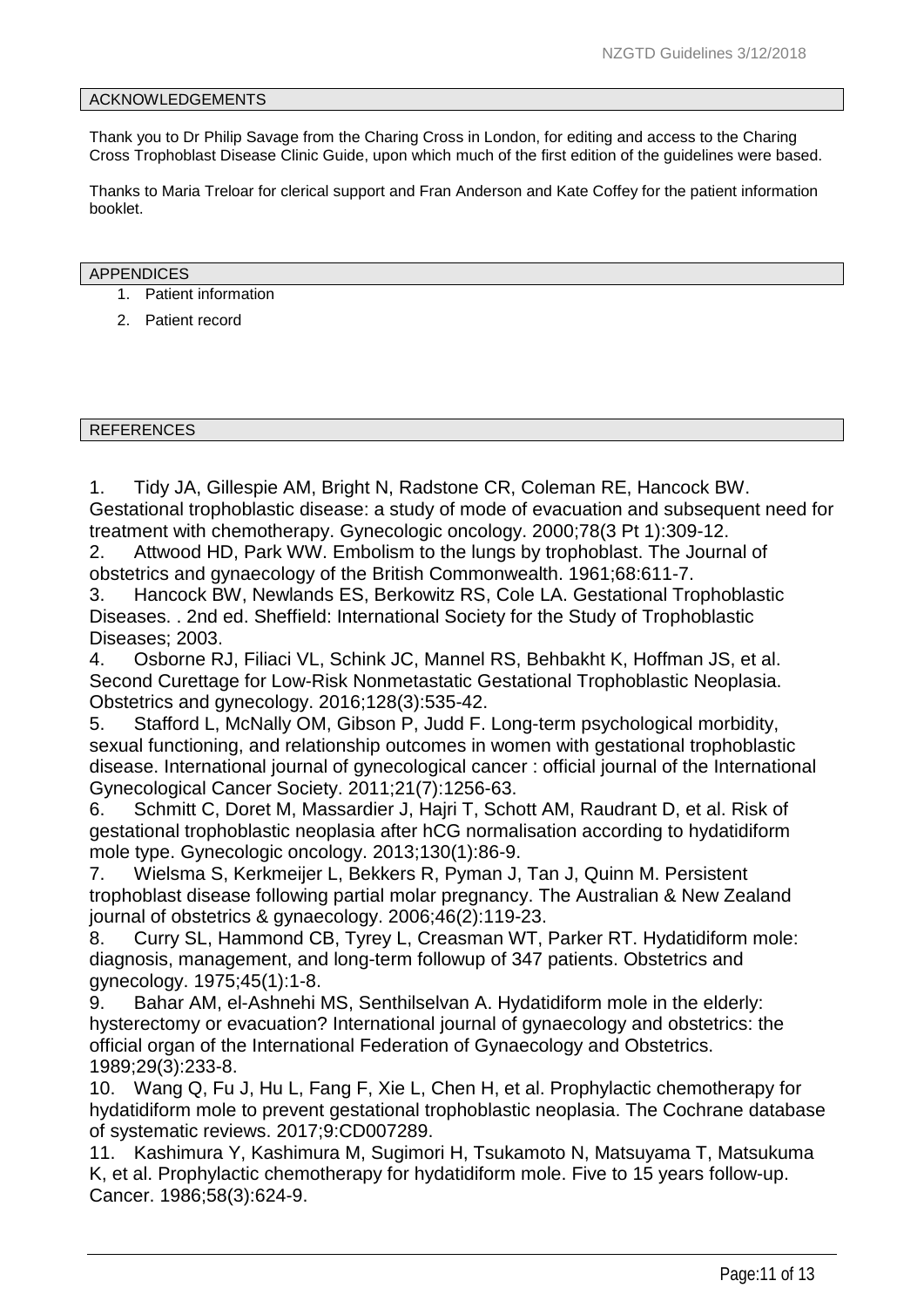## ACKNOWLEDGEMENTS

Thank you to Dr Philip Savage from the Charing Cross in London, for editing and access to the Charing Cross Trophoblast Disease Clinic Guide, upon which much of the first edition of the guidelines were based.

Thanks to Maria Treloar for clerical support and Fran Anderson and Kate Coffey for the patient information booklet.

## APPENDICES

1. Patient information
2. Patient record

## REFERENCES

1. Tidy JA, Gillespie AM, Bright N, Radstone CR, Coleman RE, Hancock BW. Gestational trophoblastic disease: a study of mode of evacuation and subsequent need for treatment with chemotherapy. Gynecologic oncology. 2000;78(3 Pt 1):309-12.
2. Attwood HD, Park WW. Embolism to the lungs by trophoblast. The Journal of obstetrics and gynaecology of the British Commonwealth. 1961;68:611-7.
3. Hancock BW, Newlands ES, Berkowitz RS, Cole LA. Gestational Trophoblastic Diseases. . 2nd ed. Sheffield: International Society for the Study of Trophoblastic Diseases; 2003.
4. Osborne RJ, Filiaci VL, Schink JC, Mannel RS, Behbakht K, Hoffman JS, et al. Second Curettage for Low-Risk Nonmetastatic Gestational Trophoblastic Neoplasia. Obstetrics and gynecology. 2016;128(3):535-42.
5. Stafford L, McNally OM, Gibson P, Judd F. Long-term psychological morbidity, sexual functioning, and relationship outcomes in women with gestational trophoblastic disease. International journal of gynecological cancer : official journal of the International Gynecological Cancer Society. 2011;21(7):1256-63.
6. Schmitt C, Doret M, Massardier J, Hajri T, Schott AM, Raudrant D, et al. Risk of gestational trophoblastic neoplasia after hCG normalisation according to hydatidiform mole type. Gynecologic oncology. 2013;130(1):86-9.
7. Wielsma S, Kerkmeijer L, Bekkers R, Pyman J, Tan J, Quinn M. Persistent trophoblast disease following partial molar pregnancy. The Australian & New Zealand journal of obstetrics & gynaecology. 2006;46(2):119-23.
8. Curry SL, Hammond CB, Tyrey L, Creasman WT, Parker RT. Hydatidiform mole: diagnosis, management, and long-term followup of 347 patients. Obstetrics and gynecology. 1975;45(1):1-8.
9. Bahar AM, el-Ashnehi MS, Senthilselvan A. Hydatidiform mole in the elderly: hysterectomy or evacuation? International journal of gynaecology and obstetrics: the official organ of the International Federation of Gynaecology and Obstetrics. 1989;29(3):233-8.
10. Wang Q, Fu J, Hu L, Fang F, Xie L, Chen H, et al. Prophylactic chemotherapy for hydatidiform mole to prevent gestational trophoblastic neoplasia. The Cochrane database of systematic reviews. 2017;9:CD007289.
11. Kashimura Y, Kashimura M, Sugimori H, Tsukamoto N, Matsuyama T, Matsukuma K, et al. Prophylactic chemotherapy for hydatidiform mole. Five to 15 years follow-up. Cancer. 1986;58(3):624-9.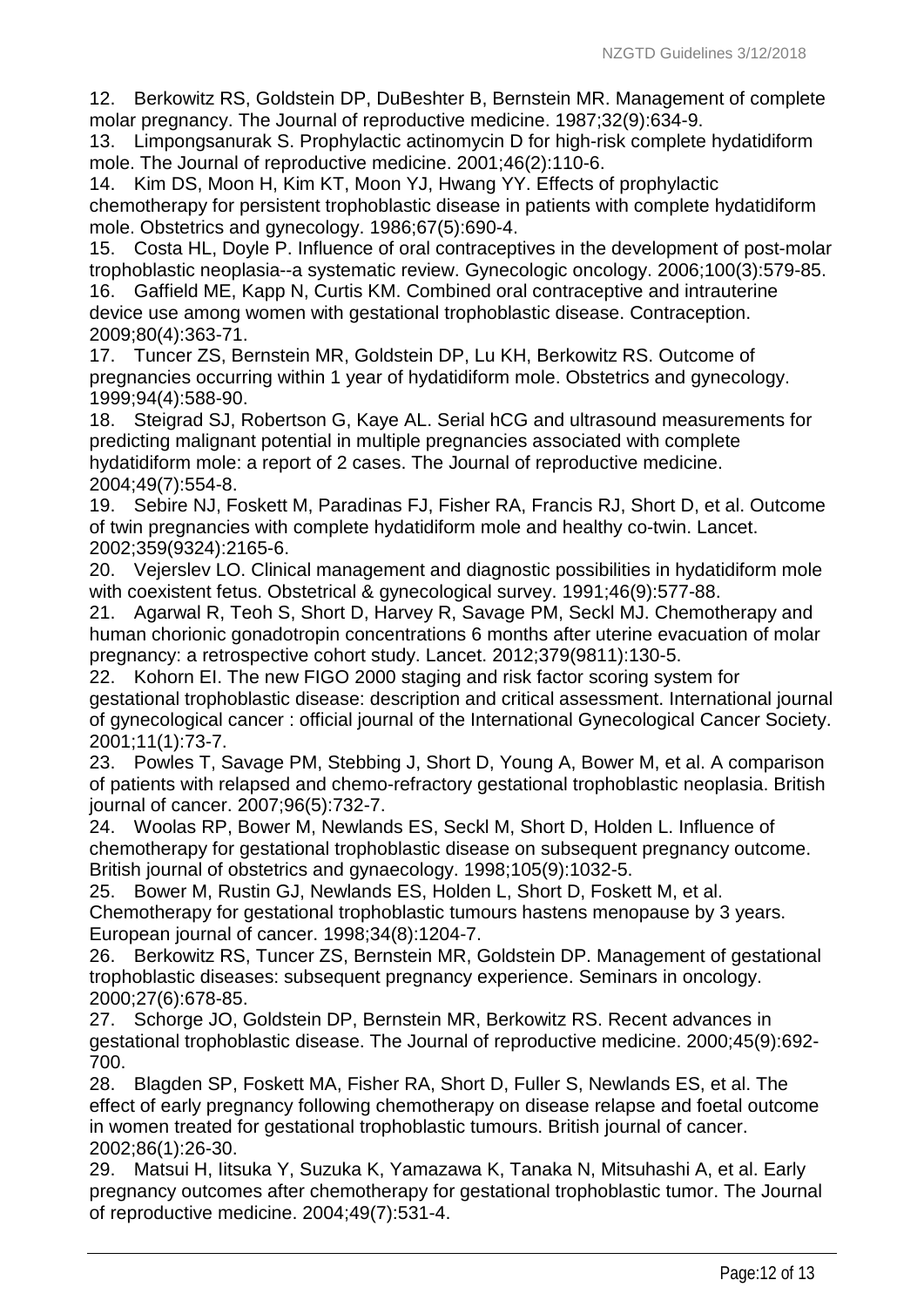12. Berkowitz RS, Goldstein DP, DuBeshter B, Bernstein MR. Management of complete molar pregnancy. The Journal of reproductive medicine. 1987;32(9):634-9.
13. Limpongsanurak S. Prophylactic actinomycin D for high-risk complete hydatidiform mole. The Journal of reproductive medicine. 2001;46(2):110-6.
14. Kim DS, Moon H, Kim KT, Moon YJ, Hwang YY. Effects of prophylactic chemotherapy for persistent trophoblastic disease in patients with complete hydatidiform mole. Obstetrics and gynecology. 1986;67(5):690-4.
15. Costa HL, Doyle P. Influence of oral contraceptives in the development of post-molar trophoblastic neoplasia--a systematic review. Gynecologic oncology. 2006;100(3):579-85.
16. Gaffield ME, Kapp N, Curtis KM. Combined oral contraceptive and intrauterine device use among women with gestational trophoblastic disease. Contraception. 2009;80(4):363-71.
17. Tuncer ZS, Bernstein MR, Goldstein DP, Lu KH, Berkowitz RS. Outcome of pregnancies occurring within 1 year of hydatidiform mole. Obstetrics and gynecology. 1999;94(4):588-90.
18. Steigrad SJ, Robertson G, Kaye AL. Serial hCG and ultrasound measurements for predicting malignant potential in multiple pregnancies associated with complete hydatidiform mole: a report of 2 cases. The Journal of reproductive medicine. 2004;49(7):554-8.
19. Sebire NJ, Foskett M, Paradinas FJ, Fisher RA, Francis RJ, Short D, et al. Outcome of twin pregnancies with complete hydatidiform mole and healthy co-twin. Lancet. 2002;359(9324):2165-6.
20. Vejerslev LO. Clinical management and diagnostic possibilities in hydatidiform mole with coexistent fetus. Obstetrical & gynecological survey. 1991;46(9):577-88.
21. Agarwal R, Teoh S, Short D, Harvey R, Savage PM, Seckl MJ. Chemotherapy and human chorionic gonadotropin concentrations 6 months after uterine evacuation of molar pregnancy: a retrospective cohort study. Lancet. 2012;379(9811):130-5.
22. Kohorn EI. The new FIGO 2000 staging and risk factor scoring system for gestational trophoblastic disease: description and critical assessment. International journal of gynecological cancer : official journal of the International Gynecological Cancer Society. 2001;11(1):73-7.
23. Powles T, Savage PM, Stebbing J, Short D, Young A, Bower M, et al. A comparison of patients with relapsed and chemo-refractory gestational trophoblastic neoplasia. British journal of cancer. 2007;96(5):732-7.
24. Woolas RP, Bower M, Newlands ES, Seckl M, Short D, Holden L. Influence of chemotherapy for gestational trophoblastic disease on subsequent pregnancy outcome. British journal of obstetrics and gynaecology. 1998;105(9):1032-5.
25. Bower M, Rustin GJ, Newlands ES, Holden L, Short D, Foskett M, et al. Chemotherapy for gestational trophoblastic tumours hastens menopause by 3 years. European journal of cancer. 1998;34(8):1204-7.
26. Berkowitz RS, Tuncer ZS, Bernstein MR, Goldstein DP. Management of gestational trophoblastic diseases: subsequent pregnancy experience. Seminars in oncology. 2000;27(6):678-85.
27. Schorge JO, Goldstein DP, Bernstein MR, Berkowitz RS. Recent advances in gestational trophoblastic disease. The Journal of reproductive medicine. 2000;45(9):692-700.
28. Blagden SP, Foskett MA, Fisher RA, Short D, Fuller S, Newlands ES, et al. The effect of early pregnancy following chemotherapy on disease relapse and foetal outcome in women treated for gestational trophoblastic tumours. British journal of cancer. 2002;86(1):26-30.
29. Matsui H, Iitsuka Y, Suzuka K, Yamazawa K, Tanaka N, Mitsuhashi A, et al. Early pregnancy outcomes after chemotherapy for gestational trophoblastic tumor. The Journal of reproductive medicine. 2004;49(7):531-4.